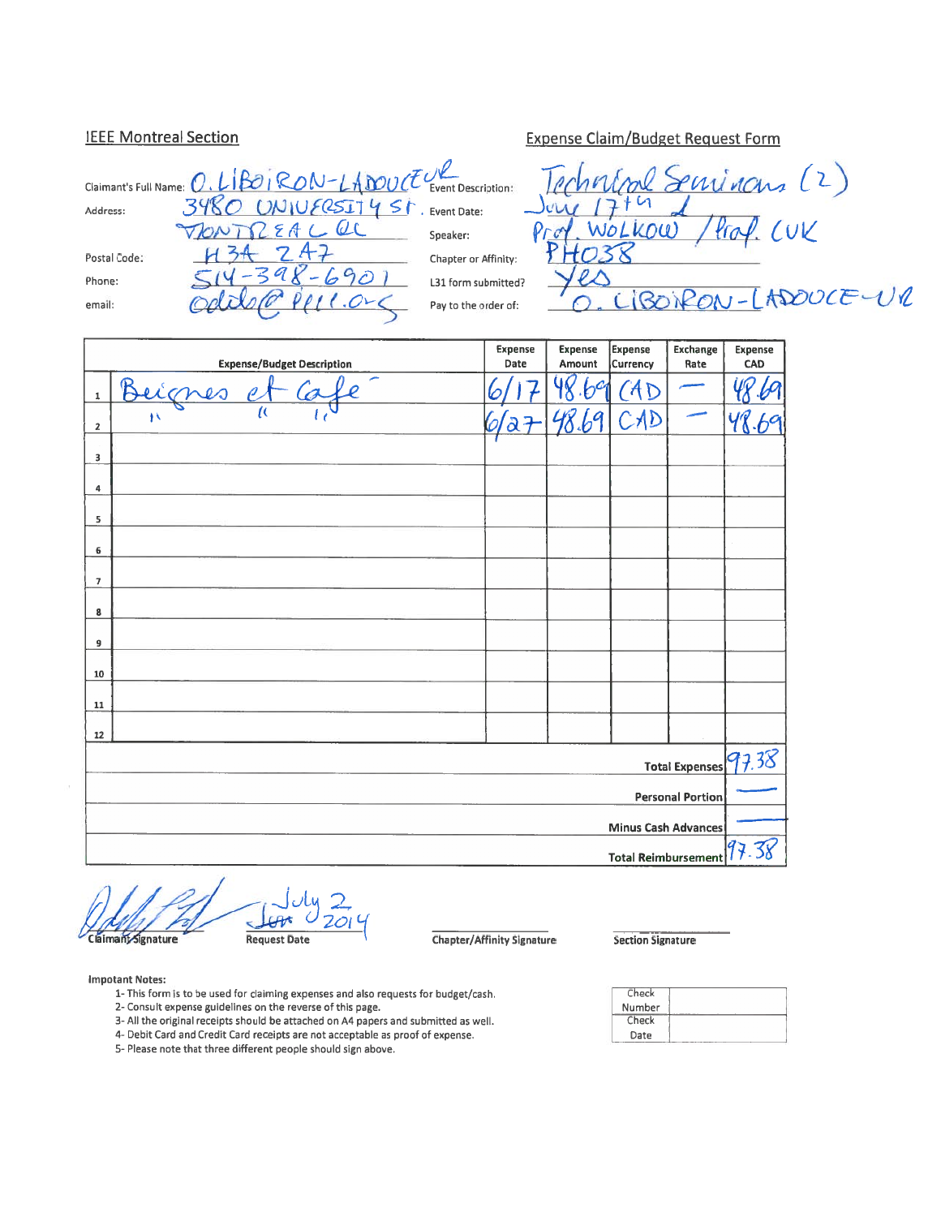## IEEE Montreal Section

## Expense Claim/Budget Request Form

Claimant's Full Name: O. LIBOIRON-LADOUCEUR
Address: 3480 UNIVERSITY ST.
MONTREAL QC
Postal Code: H3A 2A7
Phone: 514-398-6901
email: odile@ieee.org

Event Description: Technical Seminars (2)
Event Date: June 17th &
Speaker: Prof. WOLKOW / Prof. CUK
Chapter or Affinity: PHO38
L31 form submitted? Yes
Pay to the order of: O. LIBOIRON-LADOUCEUR

| | Expense/Budget Description | Expense Date | Expense Amount | Expense Currency | Exchange Rate | Expense CAD |
|---|---|---|---|---|---|---|
| 1 | Beignes et Cafe | 6/17 | 48.69 | CAD | — | 48.69 |
| 2 | " " " | 6/27 | 48.69 | CAD | — | 48.69 |
| 3 | | | | | | |
| 4 | | | | | | |
| 5 | | | | | | |
| 6 | | | | | | |
| 7 | | | | | | |
| 8 | | | | | | |
| 9 | | | | | | |
| 10 | | | | | | |
| 11 | | | | | | |
| 12 | | | | | | |
| | | | | | **Total Expenses** | 97.38 |
| | | | | | **Personal Portion** | — |
| | | | | | **Minus Cash Advances** | — |
| | | | | | **Total Reimbursement** | 97.38 |

Claimant Signature: [signature]
Request Date: July 2 2014
Chapter/Affinity Signature: ____________
Section Signature: ____________

**Impotant Notes:**

1- This form is to be used for claiming expenses and also requests for budget/cash.
2- Consult expense guidelines on the reverse of this page.
3- All the original receipts should be attached on A4 papers and submitted as well.
4- Debit Card and Credit Card receipts are not acceptable as proof of expense.
5- Please note that three different people should sign above.

| Check Number | |
|---|---|
| Check Date | |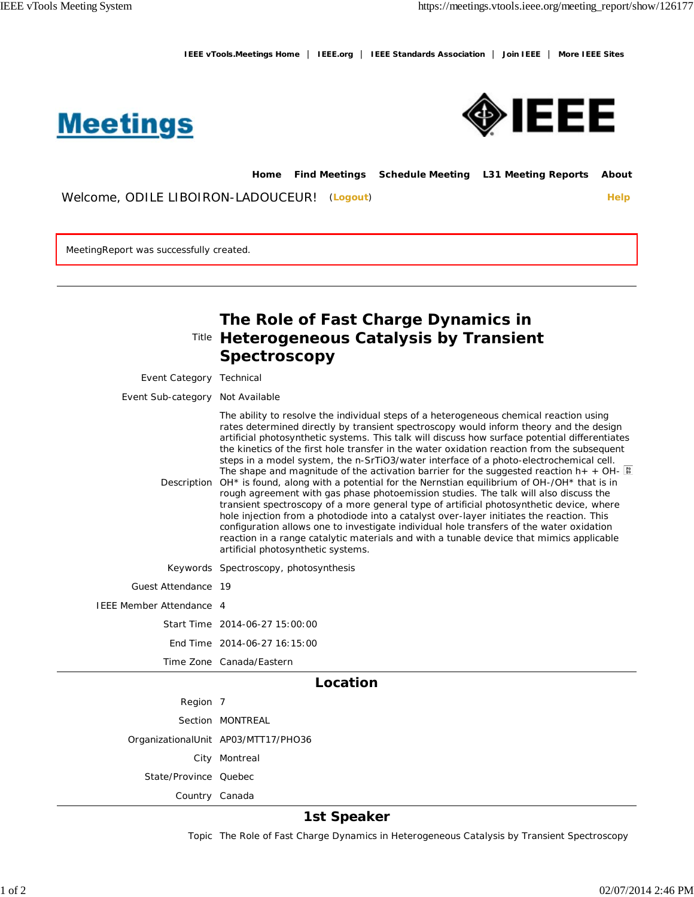IEEE vTools.Meetings Home | IEEE.org | IEEE Standards Association | Join IEEE | More IEEE Sites

# Meetings

Home   Find Meetings   Schedule Meeting   L31 Meeting Reports   About

Welcome, ODILE LIBOIRON-LADOUCEUR! (Logout)   Help

MeetingReport was successfully created.

---

| | |
|---|---|
| Title | **The Role of Fast Charge Dynamics in Heterogeneous Catalysis by Transient Spectroscopy** |
| Event Category | Technical |
| Event Sub-category | Not Available |
| Description | The ability to resolve the individual steps of a heterogeneous chemical reaction using rates determined directly by transient spectroscopy would inform theory and the design artificial photosynthetic systems. This talk will discuss how surface potential differentiates the kinetics of the first hole transfer in the water oxidation reaction from the subsequent steps in a model system, the n-SrTiO3/water interface of a photo-electrochemical cell. The shape and magnitude of the activation barrier for the suggested reaction h+ + OH- OH* is found, along with a potential for the Nernstian equilibrium of OH-/OH* that is in rough agreement with gas phase photoemission studies. The talk will also discuss the transient spectroscopy of a more general type of artificial photosynthetic device, where hole injection from a photodiode into a catalyst over-layer initiates the reaction. This configuration allows one to investigate individual hole transfers of the water oxidation reaction in a range catalytic materials and with a tunable device that mimics applicable artificial photosynthetic systems. |
| Keywords | Spectroscopy, photosynthesis |
| Guest Attendance | 19 |
| IEEE Member Attendance | 4 |
| Start Time | 2014-06-27 15:00:00 |
| End Time | 2014-06-27 16:15:00 |
| Time Zone | Canada/Eastern |

## Location

| | |
|---|---|
| Region | 7 |
| Section | MONTREAL |
| OrganizationalUnit | AP03/MTT17/PHO36 |
| City | Montreal |
| State/Province | Quebec |
| Country | Canada |

## 1st Speaker

| | |
|---|---|
| Topic | The Role of Fast Charge Dynamics in Heterogeneous Catalysis by Transient Spectroscopy |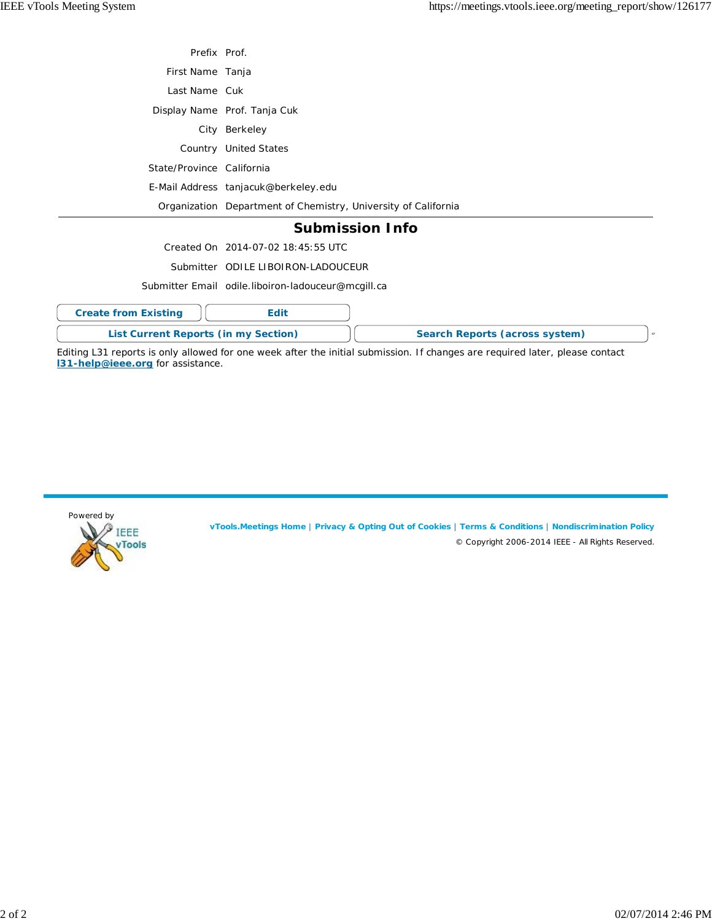| | |
|---|---|
| Prefix | Prof. |
| First Name | Tanja |
| Last Name | Cuk |
| Display Name | Prof. Tanja Cuk |
| City | Berkeley |
| Country | United States |
| State/Province | California |
| E-Mail Address | tanjacuk@berkeley.edu |
| Organization | Department of Chemistry, University of California |

## Submission Info

| | |
|---|---|
| Created On | 2014-07-02 18:45:55 UTC |
| Submitter | ODILE LIBOIRON-LADOUCEUR |
| Submitter Email | odile.liboiron-ladouceur@mcgill.ca |

**Create from Existing** | **Edit**

**List Current Reports (in my Section)** | **Search Reports (across system)**

Editing L31 reports is only allowed for one week after the initial submission. If changes are required later, please contact **l31-help@ieee.org** for assistance.

Powered by IEEE vTools

**vTools.Meetings Home** | **Privacy & Opting Out of Cookies** | **Terms & Conditions** | **Nondiscrimination Policy**

© Copyright 2006-2014 IEEE - All Rights Reserved.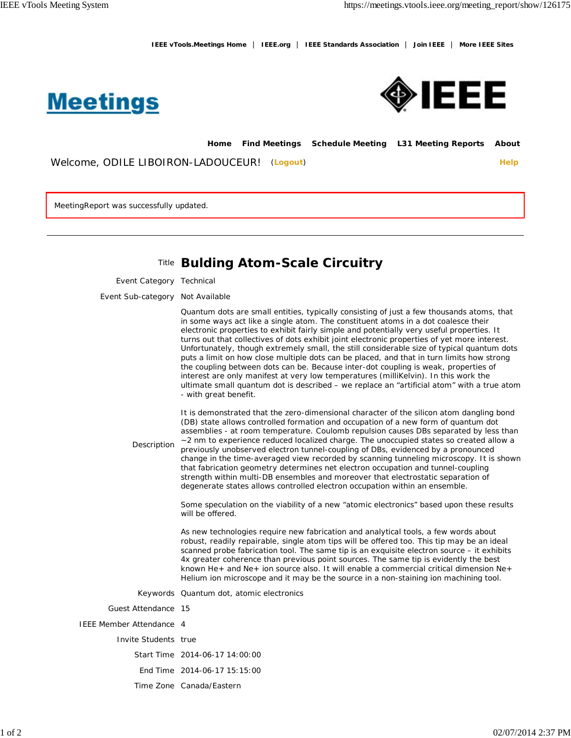IEEE vTools.Meetings Home | IEEE.org | IEEE Standards Association | Join IEEE | More IEEE Sites

**Meetings** **IEEE**

Home  Find Meetings  Schedule Meeting  L31 Meeting Reports  About

Welcome, ODILE LIBOIRON-LADOUCEUR! (Logout)  Help

MeetingReport was successfully updated.

---

| | |
|---|---|
| Title | **Bulding Atom-Scale Circuitry** |
| Event Category | Technical |
| Event Sub-category | Not Available |
| Description | Quantum dots are small entities, typically consisting of just a few thousands atoms, that in some ways act like a single atom. The constituent atoms in a dot coalesce their electronic properties to exhibit fairly simple and potentially very useful properties. It turns out that collectives of dots exhibit joint electronic properties of yet more interest. Unfortunately, though extremely small, the still considerable size of typical quantum dots puts a limit on how close multiple dots can be placed, and that in turn limits how strong the coupling between dots can be. Because inter-dot coupling is weak, properties of interest are only manifest at very low temperatures (milliKelvin). In this work the ultimate small quantum dot is described – we replace an "artificial atom" with a true atom - with great benefit.<br><br>It is demonstrated that the zero-dimensional character of the silicon atom dangling bond (DB) state allows controlled formation and occupation of a new form of quantum dot assemblies - at room temperature. Coulomb repulsion causes DBs separated by less than ~2 nm to experience reduced localized charge. The unoccupied states so created allow a previously unobserved electron tunnel-coupling of DBs, evidenced by a pronounced change in the time-averaged view recorded by scanning tunneling microscopy. It is shown that fabrication geometry determines net electron occupation and tunnel-coupling strength within multi-DB ensembles and moreover that electrostatic separation of degenerate states allows controlled electron occupation within an ensemble.<br><br>Some speculation on the viability of a new "atomic electronics" based upon these results will be offered.<br><br>As new technologies require new fabrication and analytical tools, a few words about robust, readily repairable, single atom tips will be offered too. This tip may be an ideal scanned probe fabrication tool. The same tip is an exquisite electron source – it exhibits 4x greater coherence than previous point sources. The same tip is evidently the best known He+ and Ne+ ion source also. It will enable a commercial critical dimension Ne+ Helium ion microscope and it may be the source in a non-staining ion machining tool. |
| Keywords | Quantum dot, atomic electronics |
| Guest Attendance | 15 |
| IEEE Member Attendance | 4 |
| Invite Students | true |
| Start Time | 2014-06-17 14:00:00 |
| End Time | 2014-06-17 15:15:00 |
| Time Zone | Canada/Eastern |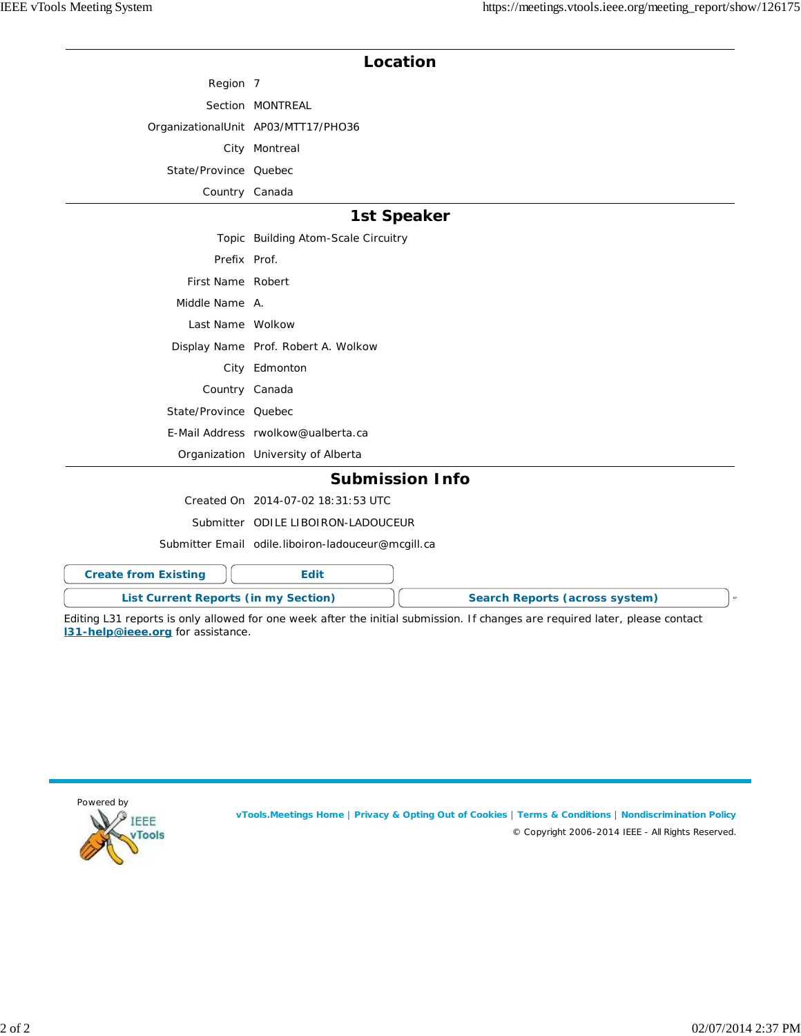## Location

| | |
|---|---|
| Region | 7 |
| Section | MONTREAL |
| OrganizationalUnit | AP03/MTT17/PHO36 |
| City | Montreal |
| State/Province | Quebec |
| Country | Canada |

## 1st Speaker

| | |
|---|---|
| Topic | Building Atom-Scale Circuitry |
| Prefix | Prof. |
| First Name | Robert |
| Middle Name | A. |
| Last Name | Wolkow |
| Display Name | Prof. Robert A. Wolkow |
| City | Edmonton |
| Country | Canada |
| State/Province | Quebec |
| E-Mail Address | rwolkow@ualberta.ca |
| Organization | University of Alberta |

## Submission Info

| | |
|---|---|
| Created On | 2014-07-02 18:31:53 UTC |
| Submitter | ODILE LIBOIRON-LADOUCEUR |
| Submitter Email | odile.liboiron-ladouceur@mcgill.ca |

**Create from Existing** | **Edit**

**List Current Reports (in my Section)** | **Search Reports (across system)**

Editing L31 reports is only allowed for one week after the initial submission. If changes are required later, please contact **l31-help@ieee.org** for assistance.

Powered by IEEE vTools

**vTools.Meetings Home** | **Privacy & Opting Out of Cookies** | **Terms & Conditions** | **Nondiscrimination Policy**

© Copyright 2006-2014 IEEE - All Rights Reserved.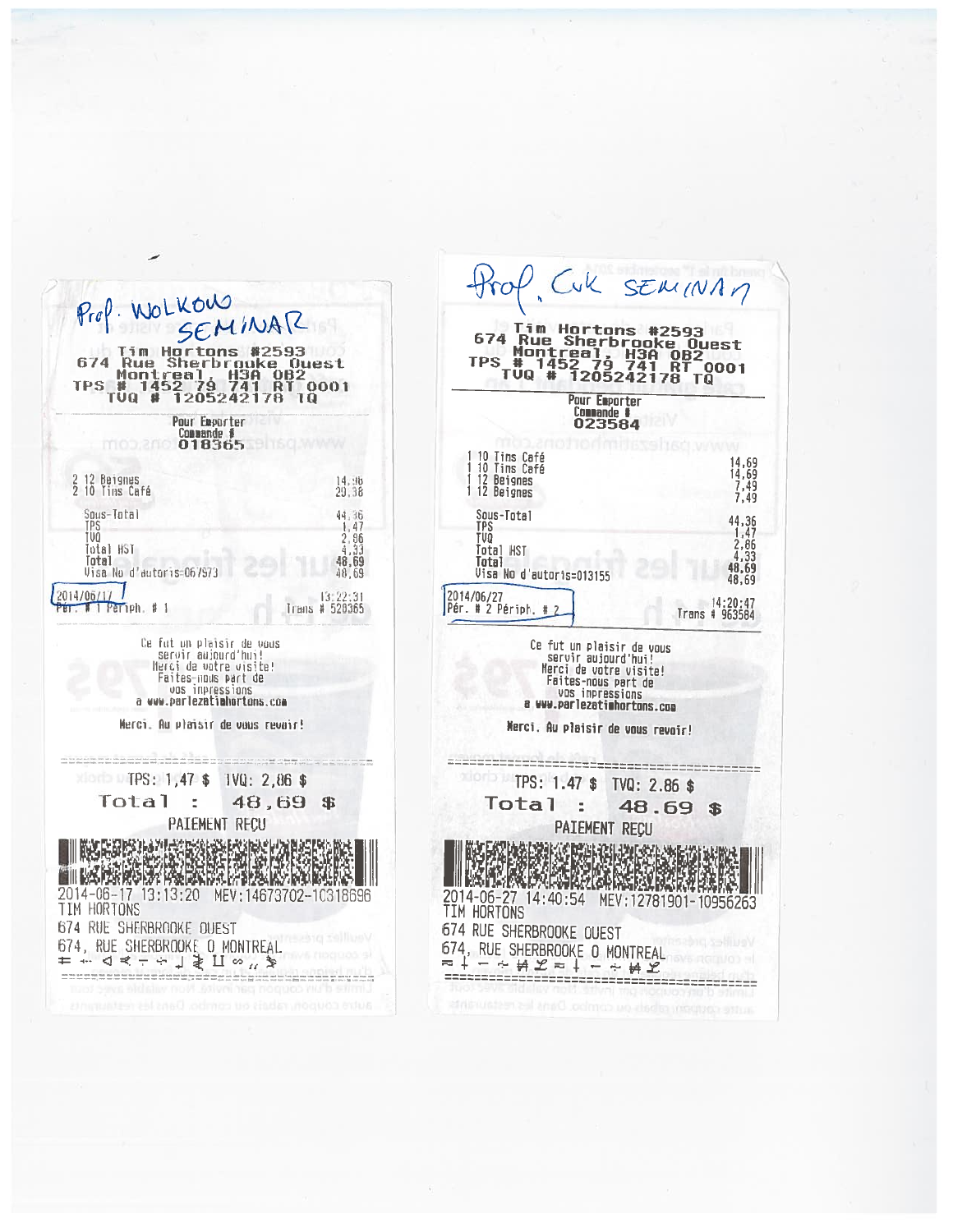Prof. WOLKOW SEMINAR

Tim Hortons #2593
674 Rue Sherbrooke Ouest
Montreal, H3A 0B2
TPS # 1452 79 741 RT 0001
TVQ # 1205242178 TQ

Pour Emporter
Commande #
018365

| | |
|---|---|
| 2 12 Beignes | 14,98 |
| 2 10 Tins Café | 29,38 |
| Sous-Total | 44,36 |
| TPS | 1,47 |
| TVQ | 2,86 |
| Total HST | 4,33 |
| Total | 48,69 |
| Visa No d'autoris=067573 | 48,69 |

2014/06/17 13:22:31
Pér. # 1 Périph. # 1 Trans # 520365

Ce fut un plaisir de vous servir aujourd'hui!
Merci de votre visite!
Faites-nous part de vos impressions
a www.parlezatimhortons.com

Merci. Au plaisir de vous revoir!

TPS: 1,47 $ TVQ: 2,86 $
Total : 48,69 $
PAIEMENT REÇU

2014-06-17 13:13:20 MEV:14673702-10318696
TIM HORTONS
674 RUE SHERBROOKE OUEST
674, RUE SHERBROOKE O MONTREAL

---

Prof. Cuk SEMINAR

Tim Hortons #2593
674 Rue Sherbrooke Ouest
Montreal, H3A 0B2
TPS # 1452 79 741 RT 0001
TVQ # 1205242178 TQ

Pour Emporter
Commande #
023584

| | |
|---|---|
| 1 10 Tins Café | 14,69 |
| 1 10 Tins Café | 14,69 |
| 1 12 Beignes | 7,49 |
| 1 12 Beignes | 7,49 |
| Sous-Total | 44,36 |
| TPS | 1,47 |
| TVQ | 2,86 |
| Total HST | 4,33 |
| Total | 48,69 |
| Visa No d'autoris=013155 | 48,69 |

2014/06/27 14:20:47
Pér. # 2 Périph. # 2 Trans # 963584

Ce fut un plaisir de vous servir aujourd'hui!
Merci de votre visite!
Faites-nous part de vos impressions
a www.parlezatimhortons.com

Merci. Au plaisir de vous revoir!

TPS: 1.47 $ TVQ: 2.86 $
Total : 48.69 $
PAIEMENT REÇU

2014-06-27 14:40:54 MEV:12781901-10956263
TIM HORTONS
674 RUE SHERBROOKE OUEST
674, RUE SHERBROOKE O MONTREAL